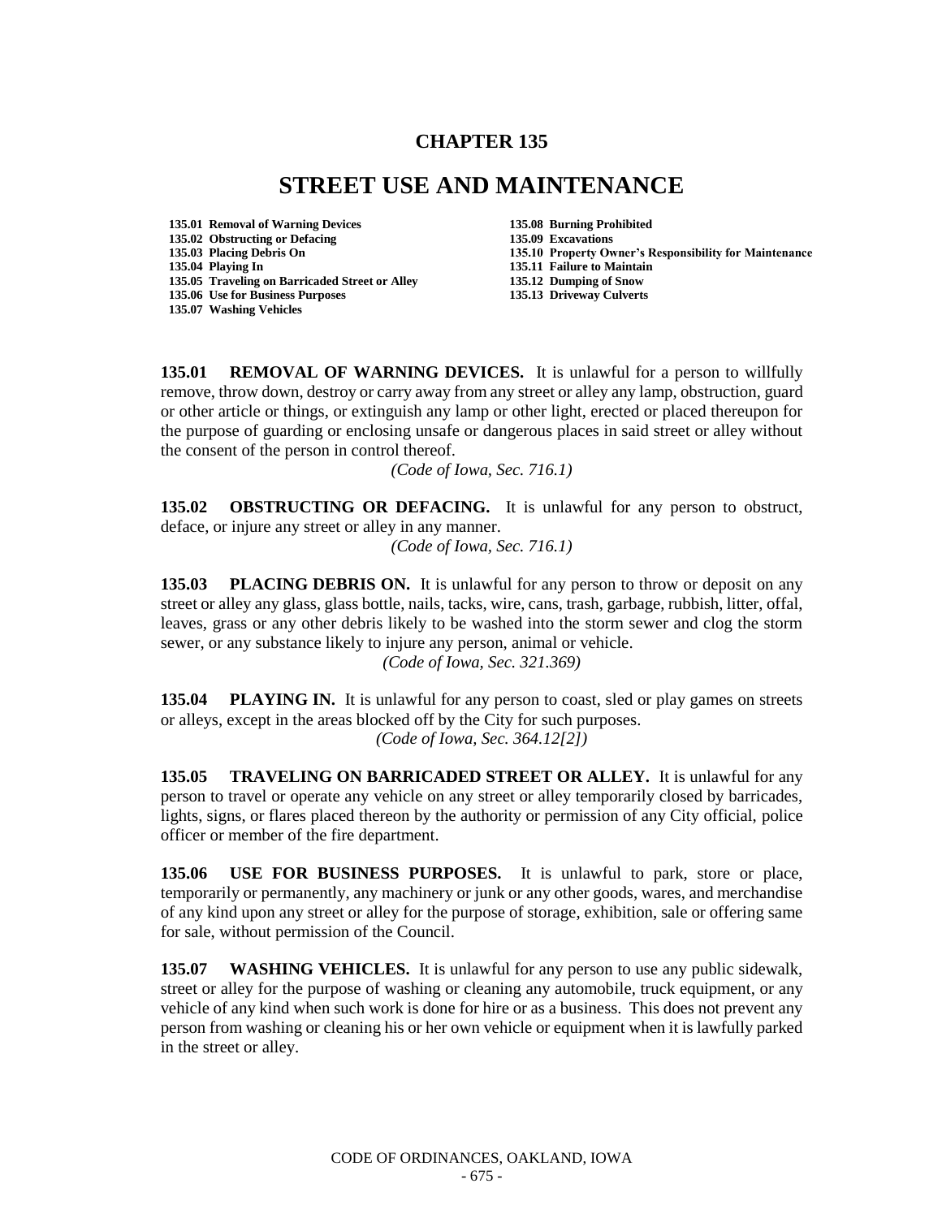# CHAPTER 135

# STREET USE AND MAINTENANCE

**135.01 Removal of Warning Devices**
**135.02 Obstructing or Defacing**
**135.03 Placing Debris On**
**135.04 Playing In**
**135.05 Traveling on Barricaded Street or Alley**
**135.06 Use for Business Purposes**
**135.07 Washing Vehicles**
**135.08 Burning Prohibited**
**135.09 Excavations**
**135.10 Property Owner's Responsibility for Maintenance**
**135.11 Failure to Maintain**
**135.12 Dumping of Snow**
**135.13 Driveway Culverts**

**135.01 REMOVAL OF WARNING DEVICES.** It is unlawful for a person to willfully remove, throw down, destroy or carry away from any street or alley any lamp, obstruction, guard or other article or things, or extinguish any lamp or other light, erected or placed thereupon for the purpose of guarding or enclosing unsafe or dangerous places in said street or alley without the consent of the person in control thereof.

*(Code of Iowa, Sec. 716.1)*

**135.02 OBSTRUCTING OR DEFACING.** It is unlawful for any person to obstruct, deface, or injure any street or alley in any manner.

*(Code of Iowa, Sec. 716.1)*

**135.03 PLACING DEBRIS ON.** It is unlawful for any person to throw or deposit on any street or alley any glass, glass bottle, nails, tacks, wire, cans, trash, garbage, rubbish, litter, offal, leaves, grass or any other debris likely to be washed into the storm sewer and clog the storm sewer, or any substance likely to injure any person, animal or vehicle.

*(Code of Iowa, Sec. 321.369)*

**135.04 PLAYING IN.** It is unlawful for any person to coast, sled or play games on streets or alleys, except in the areas blocked off by the City for such purposes.

*(Code of Iowa, Sec. 364.12[2])*

**135.05 TRAVELING ON BARRICADED STREET OR ALLEY.** It is unlawful for any person to travel or operate any vehicle on any street or alley temporarily closed by barricades, lights, signs, or flares placed thereon by the authority or permission of any City official, police officer or member of the fire department.

**135.06 USE FOR BUSINESS PURPOSES.** It is unlawful to park, store or place, temporarily or permanently, any machinery or junk or any other goods, wares, and merchandise of any kind upon any street or alley for the purpose of storage, exhibition, sale or offering same for sale, without permission of the Council.

**135.07 WASHING VEHICLES.** It is unlawful for any person to use any public sidewalk, street or alley for the purpose of washing or cleaning any automobile, truck equipment, or any vehicle of any kind when such work is done for hire or as a business. This does not prevent any person from washing or cleaning his or her own vehicle or equipment when it is lawfully parked in the street or alley.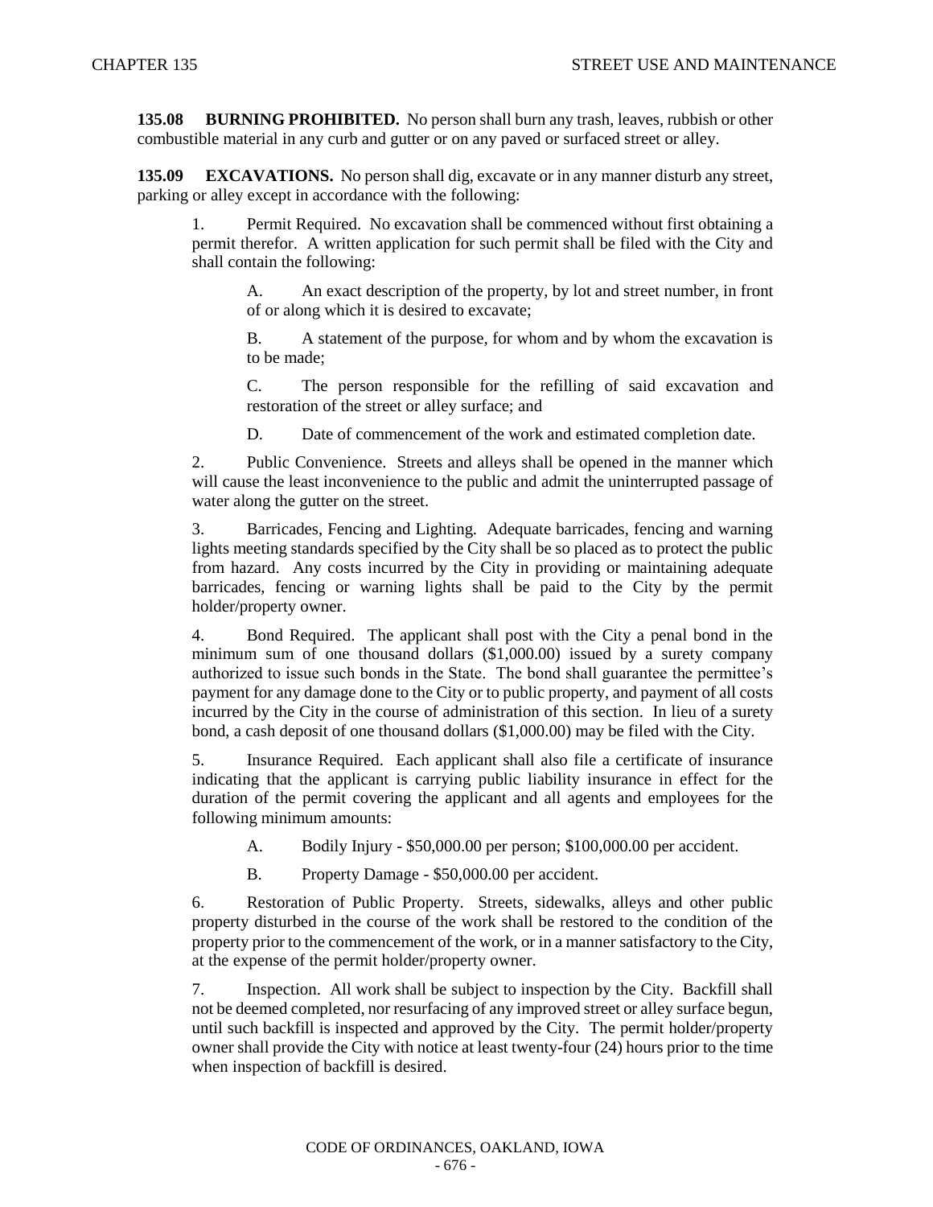**135.08 BURNING PROHIBITED.** No person shall burn any trash, leaves, rubbish or other combustible material in any curb and gutter or on any paved or surfaced street or alley.

**135.09 EXCAVATIONS.** No person shall dig, excavate or in any manner disturb any street, parking or alley except in accordance with the following:

1. Permit Required. No excavation shall be commenced without first obtaining a permit therefor. A written application for such permit shall be filed with the City and shall contain the following:

   A. An exact description of the property, by lot and street number, in front of or along which it is desired to excavate;

   B. A statement of the purpose, for whom and by whom the excavation is to be made;

   C. The person responsible for the refilling of said excavation and restoration of the street or alley surface; and

   D. Date of commencement of the work and estimated completion date.

2. Public Convenience. Streets and alleys shall be opened in the manner which will cause the least inconvenience to the public and admit the uninterrupted passage of water along the gutter on the street.

3. Barricades, Fencing and Lighting. Adequate barricades, fencing and warning lights meeting standards specified by the City shall be so placed as to protect the public from hazard. Any costs incurred by the City in providing or maintaining adequate barricades, fencing or warning lights shall be paid to the City by the permit holder/property owner.

4. Bond Required. The applicant shall post with the City a penal bond in the minimum sum of one thousand dollars ($1,000.00) issued by a surety company authorized to issue such bonds in the State. The bond shall guarantee the permittee's payment for any damage done to the City or to public property, and payment of all costs incurred by the City in the course of administration of this section. In lieu of a surety bond, a cash deposit of one thousand dollars ($1,000.00) may be filed with the City.

5. Insurance Required. Each applicant shall also file a certificate of insurance indicating that the applicant is carrying public liability insurance in effect for the duration of the permit covering the applicant and all agents and employees for the following minimum amounts:

   A. Bodily Injury - $50,000.00 per person; $100,000.00 per accident.

   B. Property Damage - $50,000.00 per accident.

6. Restoration of Public Property. Streets, sidewalks, alleys and other public property disturbed in the course of the work shall be restored to the condition of the property prior to the commencement of the work, or in a manner satisfactory to the City, at the expense of the permit holder/property owner.

7. Inspection. All work shall be subject to inspection by the City. Backfill shall not be deemed completed, nor resurfacing of any improved street or alley surface begun, until such backfill is inspected and approved by the City. The permit holder/property owner shall provide the City with notice at least twenty-four (24) hours prior to the time when inspection of backfill is desired.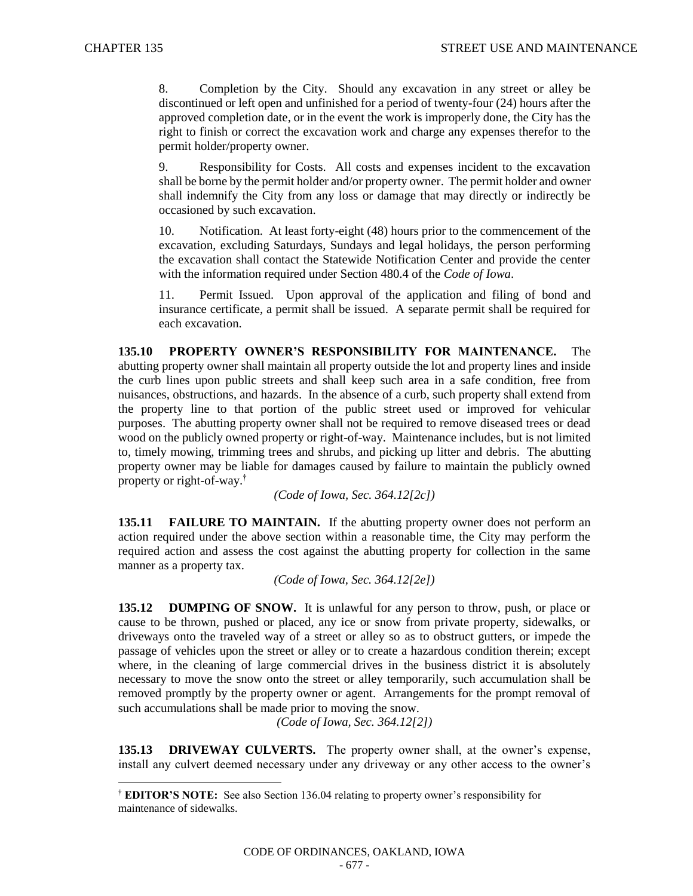8. Completion by the City. Should any excavation in any street or alley be discontinued or left open and unfinished for a period of twenty-four (24) hours after the approved completion date, or in the event the work is improperly done, the City has the right to finish or correct the excavation work and charge any expenses therefor to the permit holder/property owner.

9. Responsibility for Costs. All costs and expenses incident to the excavation shall be borne by the permit holder and/or property owner. The permit holder and owner shall indemnify the City from any loss or damage that may directly or indirectly be occasioned by such excavation.

10. Notification. At least forty-eight (48) hours prior to the commencement of the excavation, excluding Saturdays, Sundays and legal holidays, the person performing the excavation shall contact the Statewide Notification Center and provide the center with the information required under Section 480.4 of the *Code of Iowa*.

11. Permit Issued. Upon approval of the application and filing of bond and insurance certificate, a permit shall be issued. A separate permit shall be required for each excavation.

**135.10 PROPERTY OWNER'S RESPONSIBILITY FOR MAINTENANCE.** The abutting property owner shall maintain all property outside the lot and property lines and inside the curb lines upon public streets and shall keep such area in a safe condition, free from nuisances, obstructions, and hazards. In the absence of a curb, such property shall extend from the property line to that portion of the public street used or improved for vehicular purposes. The abutting property owner shall not be required to remove diseased trees or dead wood on the publicly owned property or right-of-way. Maintenance includes, but is not limited to, timely mowing, trimming trees and shrubs, and picking up litter and debris. The abutting property owner may be liable for damages caused by failure to maintain the publicly owned property or right-of-way.[†]

*(Code of Iowa, Sec. 364.12[2c])*

**135.11 FAILURE TO MAINTAIN.** If the abutting property owner does not perform an action required under the above section within a reasonable time, the City may perform the required action and assess the cost against the abutting property for collection in the same manner as a property tax.

*(Code of Iowa, Sec. 364.12[2e])*

**135.12 DUMPING OF SNOW.** It is unlawful for any person to throw, push, or place or cause to be thrown, pushed or placed, any ice or snow from private property, sidewalks, or driveways onto the traveled way of a street or alley so as to obstruct gutters, or impede the passage of vehicles upon the street or alley or to create a hazardous condition therein; except where, in the cleaning of large commercial drives in the business district it is absolutely necessary to move the snow onto the street or alley temporarily, such accumulation shall be removed promptly by the property owner or agent. Arrangements for the prompt removal of such accumulations shall be made prior to moving the snow.

*(Code of Iowa, Sec. 364.12[2])*

**135.13 DRIVEWAY CULVERTS.** The property owner shall, at the owner's expense, install any culvert deemed necessary under any driveway or any other access to the owner's

---

[†] **EDITOR'S NOTE:** See also Section 136.04 relating to property owner's responsibility for maintenance of sidewalks.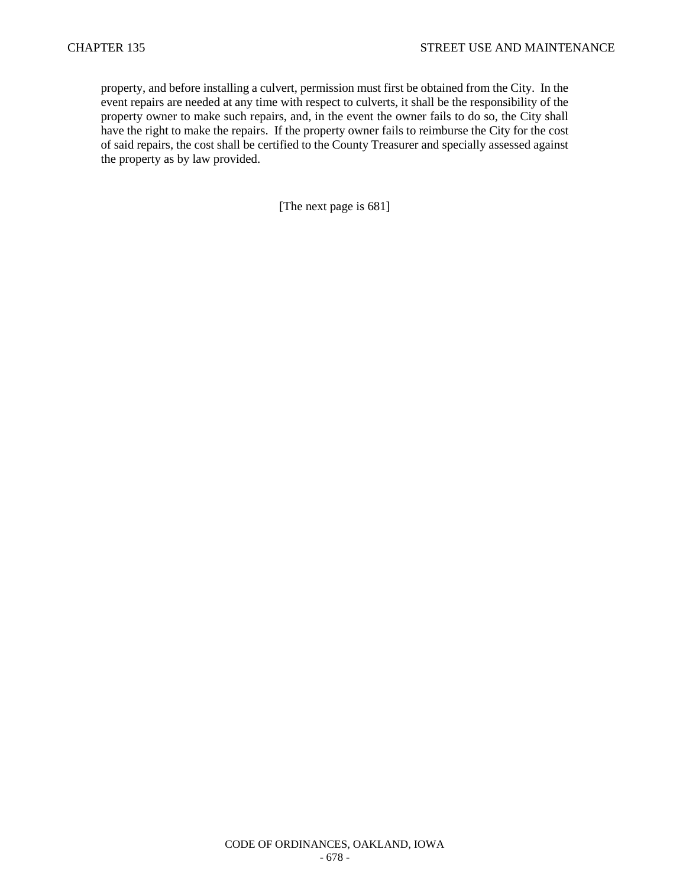property, and before installing a culvert, permission must first be obtained from the City. In the event repairs are needed at any time with respect to culverts, it shall be the responsibility of the property owner to make such repairs, and, in the event the owner fails to do so, the City shall have the right to make the repairs. If the property owner fails to reimburse the City for the cost of said repairs, the cost shall be certified to the County Treasurer and specially assessed against the property as by law provided.

[The next page is 681]